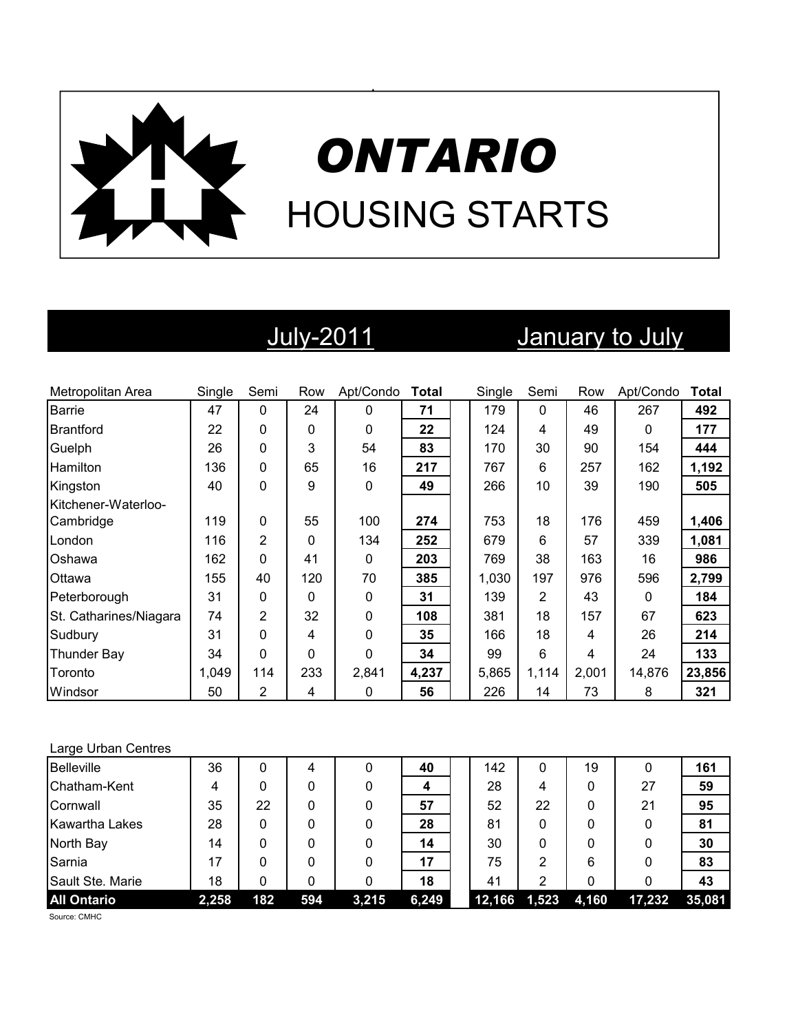# *ONTARIO*

## HOUSING STARTS

| Metropolitan Area | July-2011 | | | | | January to July | | | | |
|---|---|---|---|---|---|---|---|---|---|---|
| | Single | Semi | Row | Apt/Condo | **Total** | Single | Semi | Row | Apt/Condo | **Total** |
| Barrie | 47 | 0 | 24 | 0 | **71** | 179 | 0 | 46 | 267 | **492** |
| Brantford | 22 | 0 | 0 | 0 | **22** | 124 | 4 | 49 | 0 | **177** |
| Guelph | 26 | 0 | 3 | 54 | **83** | 170 | 30 | 90 | 154 | **444** |
| Hamilton | 136 | 0 | 65 | 16 | **217** | 767 | 6 | 257 | 162 | **1,192** |
| Kingston | 40 | 0 | 9 | 0 | **49** | 266 | 10 | 39 | 190 | **505** |
| Kitchener-Waterloo-Cambridge | 119 | 0 | 55 | 100 | **274** | 753 | 18 | 176 | 459 | **1,406** |
| London | 116 | 2 | 0 | 134 | **252** | 679 | 6 | 57 | 339 | **1,081** |
| Oshawa | 162 | 0 | 41 | 0 | **203** | 769 | 38 | 163 | 16 | **986** |
| Ottawa | 155 | 40 | 120 | 70 | **385** | 1,030 | 197 | 976 | 596 | **2,799** |
| Peterborough | 31 | 0 | 0 | 0 | **31** | 139 | 2 | 43 | 0 | **184** |
| St. Catharines/Niagara | 74 | 2 | 32 | 0 | **108** | 381 | 18 | 157 | 67 | **623** |
| Sudbury | 31 | 0 | 4 | 0 | **35** | 166 | 18 | 4 | 26 | **214** |
| Thunder Bay | 34 | 0 | 0 | 0 | **34** | 99 | 6 | 4 | 24 | **133** |
| Toronto | 1,049 | 114 | 233 | 2,841 | **4,237** | 5,865 | 1,114 | 2,001 | 14,876 | **23,856** |
| Windsor | 50 | 2 | 4 | 0 | **56** | 226 | 14 | 73 | 8 | **321** |
| Large Urban Centres | | | | | | | | | | |
| Belleville | 36 | 0 | 4 | 0 | **40** | 142 | 0 | 19 | 0 | **161** |
| Chatham-Kent | 4 | 0 | 0 | 0 | **4** | 28 | 4 | 0 | 27 | **59** |
| Cornwall | 35 | 22 | 0 | 0 | **57** | 52 | 22 | 0 | 21 | **95** |
| Kawartha Lakes | 28 | 0 | 0 | 0 | **28** | 81 | 0 | 0 | 0 | **81** |
| North Bay | 14 | 0 | 0 | 0 | **14** | 30 | 0 | 0 | 0 | **30** |
| Sarnia | 17 | 0 | 0 | 0 | **17** | 75 | 2 | 6 | 0 | **83** |
| Sault Ste. Marie | 18 | 0 | 0 | 0 | **18** | 41 | 2 | 0 | 0 | **43** |
| **All Ontario** | **2,258** | **182** | **594** | **3,215** | **6,249** | **12,166** | **1,523** | **4,160** | **17,232** | **35,081** |

Source: CMHC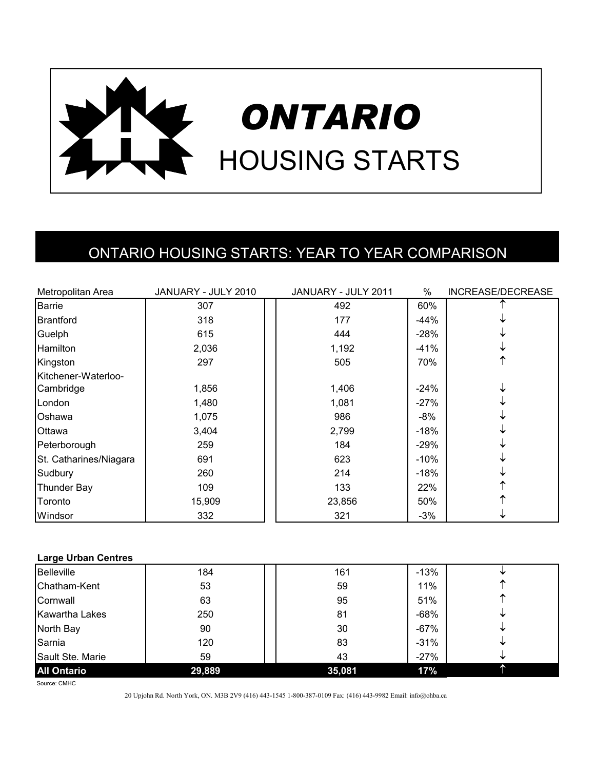# ONTARIO

## HOUSING STARTS

## ONTARIO HOUSING STARTS: YEAR TO YEAR COMPARISON

| Metropolitan Area | JANUARY - JULY 2010 | JANUARY - JULY 2011 | % | INCREASE/DECREASE |
|---|---|---|---|---|
| Barrie | 307 | 492 | 60% | ↑ |
| Brantford | 318 | 177 | -44% | ↓ |
| Guelph | 615 | 444 | -28% | ↓ |
| Hamilton | 2,036 | 1,192 | -41% | ↓ |
| Kingston | 297 | 505 | 70% | ↑ |
| Kitchener-Waterloo-Cambridge | 1,856 | 1,406 | -24% | ↓ |
| London | 1,480 | 1,081 | -27% | ↓ |
| Oshawa | 1,075 | 986 | -8% | ↓ |
| Ottawa | 3,404 | 2,799 | -18% | ↓ |
| Peterborough | 259 | 184 | -29% | ↓ |
| St. Catharines/Niagara | 691 | 623 | -10% | ↓ |
| Sudbury | 260 | 214 | -18% | ↓ |
| Thunder Bay | 109 | 133 | 22% | ↑ |
| Toronto | 15,909 | 23,856 | 50% | ↑ |
| Windsor | 332 | 321 | -3% | ↓ |
| **Large Urban Centres** | | | | |
| Belleville | 184 | 161 | -13% | ↓ |
| Chatham-Kent | 53 | 59 | 11% | ↑ |
| Cornwall | 63 | 95 | 51% | ↑ |
| Kawartha Lakes | 250 | 81 | -68% | ↓ |
| North Bay | 90 | 30 | -67% | ↓ |
| Sarnia | 120 | 83 | -31% | ↓ |
| Sault Ste. Marie | 59 | 43 | -27% | ↓ |
| **All Ontario** | **29,889** | **35,081** | **17%** | ↑ |

Source: CMHC

20 Upjohn Rd. North York, ON. M3B 2V9 (416) 443-1545 1-800-387-0109 Fax: (416) 443-9982 Email: info@ohba.ca